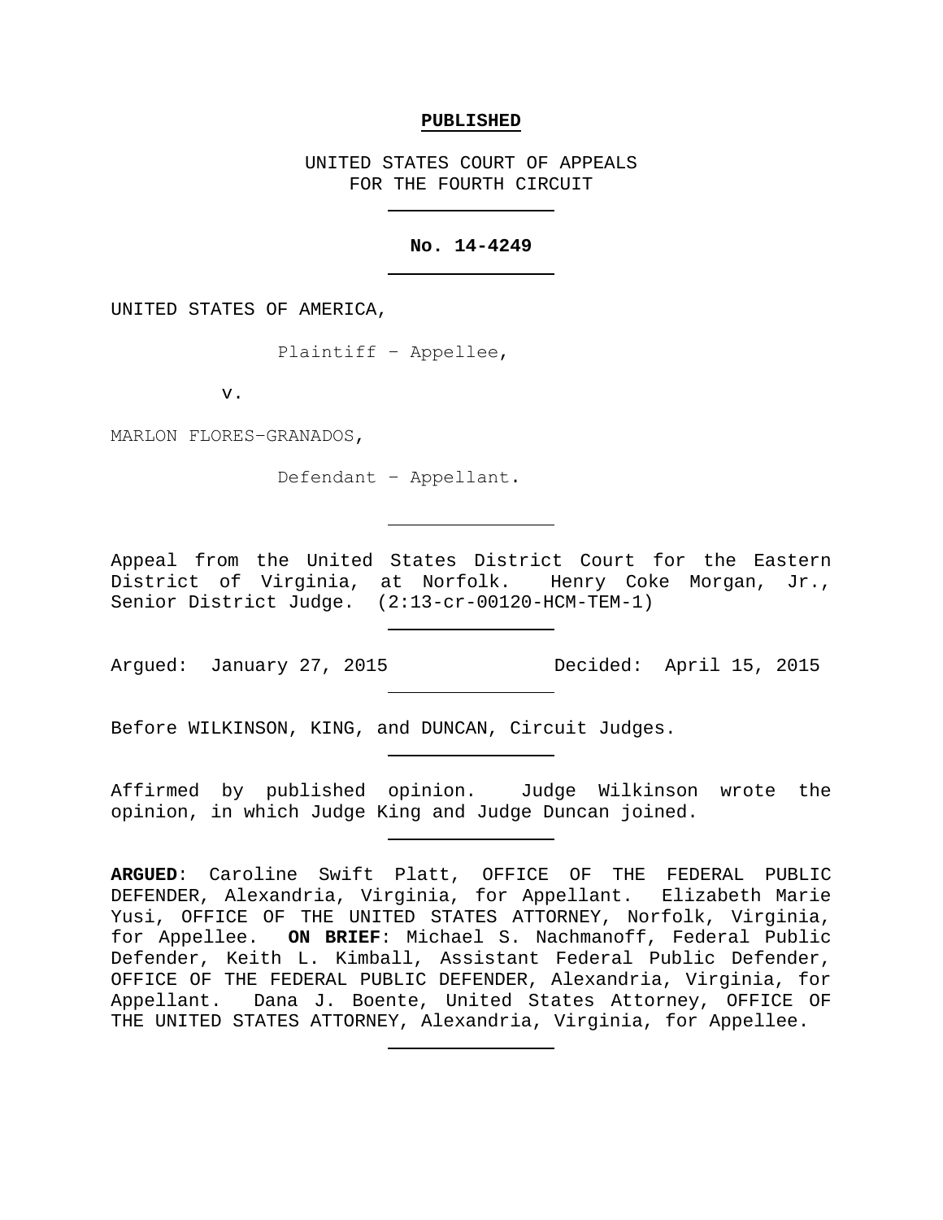**PUBLISHED**

UNITED STATES COURT OF APPEALS
FOR THE FOURTH CIRCUIT

---

**No. 14-4249**

---

UNITED STATES OF AMERICA,

Plaintiff – Appellee,

v.

MARLON FLORES-GRANADOS,

Defendant – Appellant.

---

Appeal from the United States District Court for the Eastern District of Virginia, at Norfolk. Henry Coke Morgan, Jr., Senior District Judge. (2:13-cr-00120-HCM-TEM-1)

---

Argued: January 27, 2015 Decided: April 15, 2015

---

Before WILKINSON, KING, and DUNCAN, Circuit Judges.

---

Affirmed by published opinion. Judge Wilkinson wrote the opinion, in which Judge King and Judge Duncan joined.

---

**ARGUED**: Caroline Swift Platt, OFFICE OF THE FEDERAL PUBLIC DEFENDER, Alexandria, Virginia, for Appellant. Elizabeth Marie Yusi, OFFICE OF THE UNITED STATES ATTORNEY, Norfolk, Virginia, for Appellee. **ON BRIEF**: Michael S. Nachmanoff, Federal Public Defender, Keith L. Kimball, Assistant Federal Public Defender, OFFICE OF THE FEDERAL PUBLIC DEFENDER, Alexandria, Virginia, for Appellant. Dana J. Boente, United States Attorney, OFFICE OF THE UNITED STATES ATTORNEY, Alexandria, Virginia, for Appellee.

---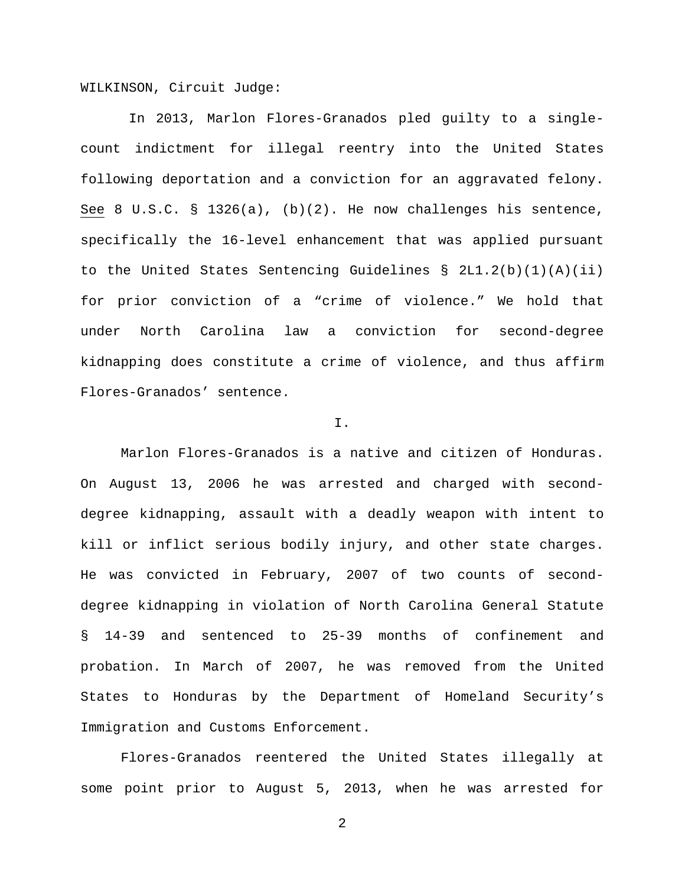WILKINSON, Circuit Judge:

In 2013, Marlon Flores-Granados pled guilty to a single-count indictment for illegal reentry into the United States following deportation and a conviction for an aggravated felony. See 8 U.S.C. § 1326(a), (b)(2). He now challenges his sentence, specifically the 16-level enhancement that was applied pursuant to the United States Sentencing Guidelines § 2L1.2(b)(1)(A)(ii) for prior conviction of a "crime of violence." We hold that under North Carolina law a conviction for second-degree kidnapping does constitute a crime of violence, and thus affirm Flores-Granados' sentence.

I.

Marlon Flores-Granados is a native and citizen of Honduras. On August 13, 2006 he was arrested and charged with second-degree kidnapping, assault with a deadly weapon with intent to kill or inflict serious bodily injury, and other state charges. He was convicted in February, 2007 of two counts of second-degree kidnapping in violation of North Carolina General Statute § 14-39 and sentenced to 25-39 months of confinement and probation. In March of 2007, he was removed from the United States to Honduras by the Department of Homeland Security's Immigration and Customs Enforcement.

Flores-Granados reentered the United States illegally at some point prior to August 5, 2013, when he was arrested for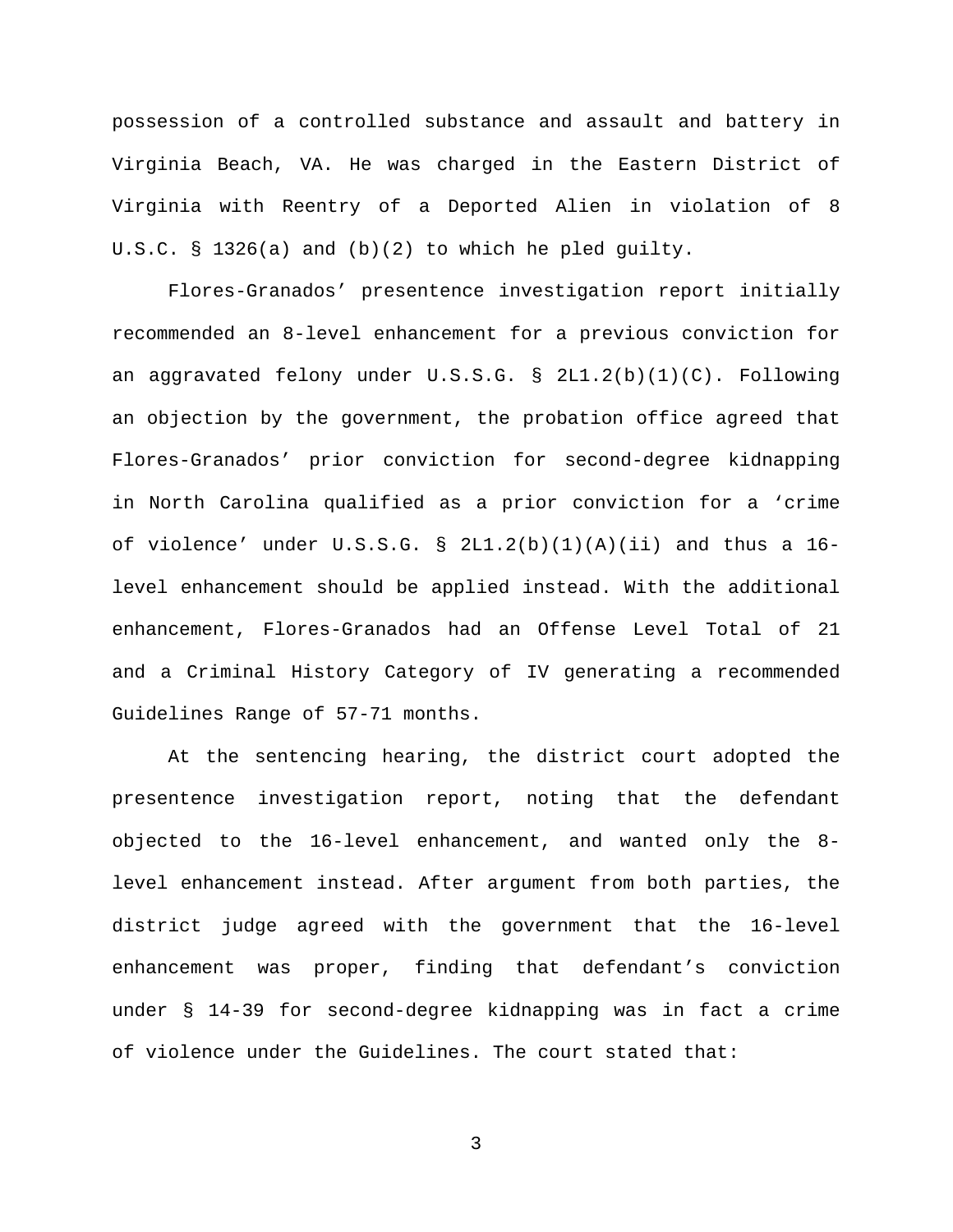possession of a controlled substance and assault and battery in Virginia Beach, VA. He was charged in the Eastern District of Virginia with Reentry of a Deported Alien in violation of 8 U.S.C. § 1326(a) and (b)(2) to which he pled guilty.

Flores-Granados' presentence investigation report initially recommended an 8-level enhancement for a previous conviction for an aggravated felony under U.S.S.G. § 2L1.2(b)(1)(C). Following an objection by the government, the probation office agreed that Flores-Granados' prior conviction for second-degree kidnapping in North Carolina qualified as a prior conviction for a 'crime of violence' under U.S.S.G. § 2L1.2(b)(1)(A)(ii) and thus a 16-level enhancement should be applied instead. With the additional enhancement, Flores-Granados had an Offense Level Total of 21 and a Criminal History Category of IV generating a recommended Guidelines Range of 57-71 months.

At the sentencing hearing, the district court adopted the presentence investigation report, noting that the defendant objected to the 16-level enhancement, and wanted only the 8-level enhancement instead. After argument from both parties, the district judge agreed with the government that the 16-level enhancement was proper, finding that defendant's conviction under § 14-39 for second-degree kidnapping was in fact a crime of violence under the Guidelines. The court stated that: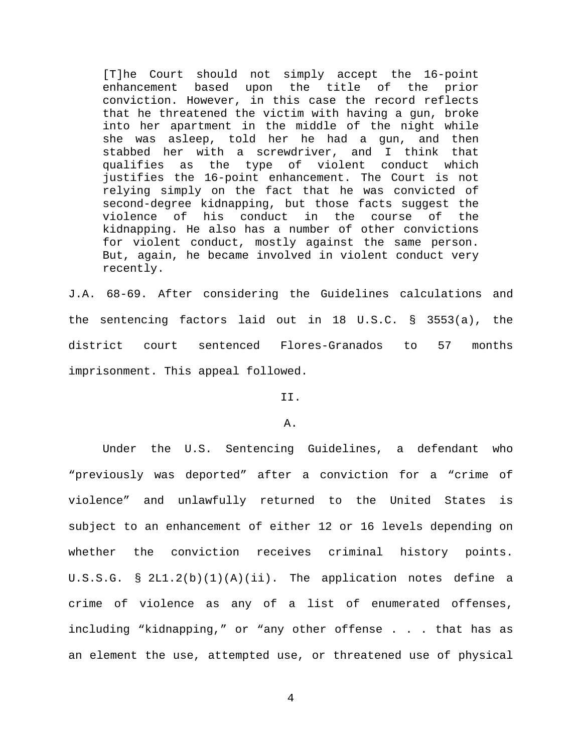> [T]he Court should not simply accept the 16-point enhancement based upon the title of the prior conviction. However, in this case the record reflects that he threatened the victim with having a gun, broke into her apartment in the middle of the night while she was asleep, told her he had a gun, and then stabbed her with a screwdriver, and I think that qualifies as the type of violent conduct which justifies the 16-point enhancement. The Court is not relying simply on the fact that he was convicted of second-degree kidnapping, but those facts suggest the violence of his conduct in the course of the kidnapping. He also has a number of other convictions for violent conduct, mostly against the same person. But, again, he became involved in violent conduct very recently.

J.A. 68-69. After considering the Guidelines calculations and the sentencing factors laid out in 18 U.S.C. § 3553(a), the district court sentenced Flores-Granados to 57 months imprisonment. This appeal followed.

## II.

### A.

Under the U.S. Sentencing Guidelines, a defendant who "previously was deported" after a conviction for a "crime of violence" and unlawfully returned to the United States is subject to an enhancement of either 12 or 16 levels depending on whether the conviction receives criminal history points. U.S.S.G. § 2L1.2(b)(1)(A)(ii). The application notes define a crime of violence as any of a list of enumerated offenses, including "kidnapping," or "any other offense . . . that has as an element the use, attempted use, or threatened use of physical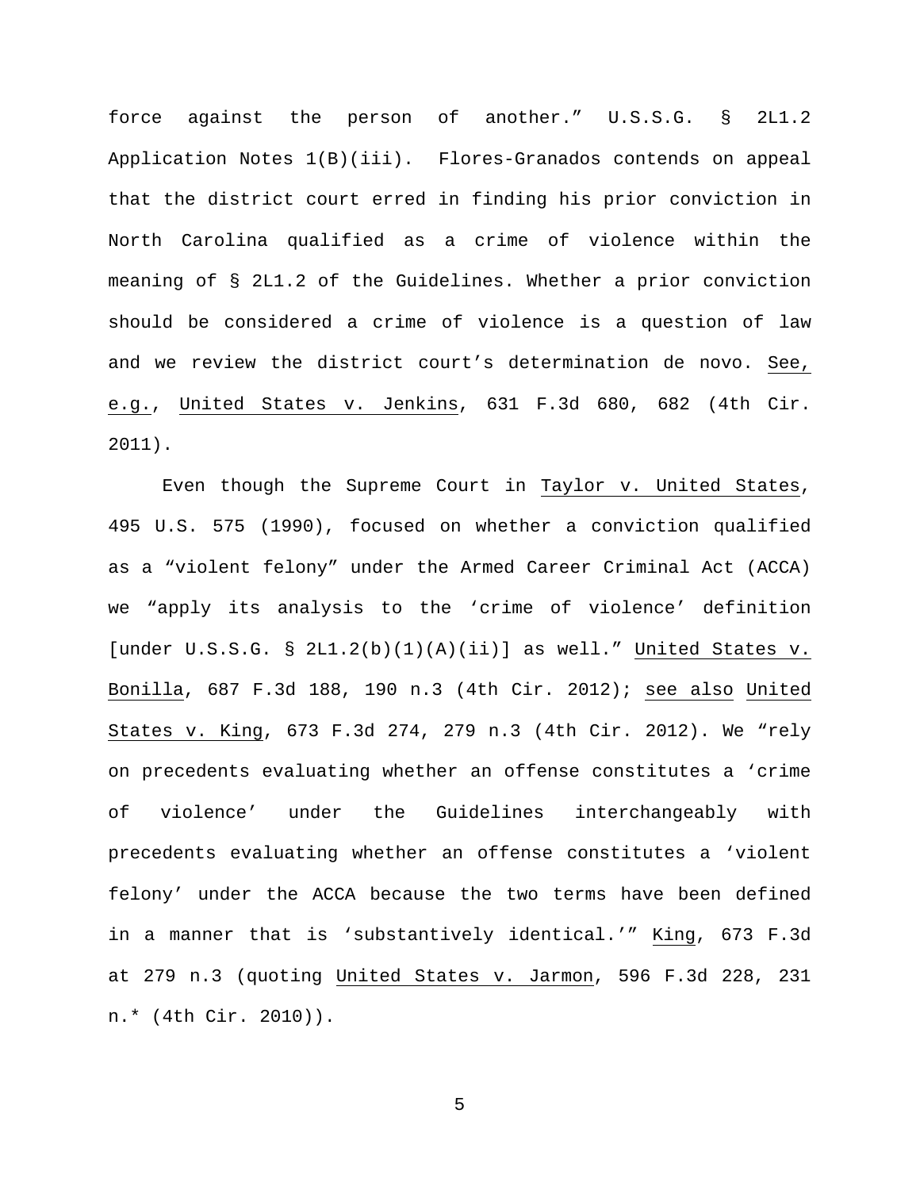force against the person of another." U.S.S.G. § 2L1.2 Application Notes 1(B)(iii). Flores-Granados contends on appeal that the district court erred in finding his prior conviction in North Carolina qualified as a crime of violence within the meaning of § 2L1.2 of the Guidelines. Whether a prior conviction should be considered a crime of violence is a question of law and we review the district court's determination de novo. See, e.g., United States v. Jenkins, 631 F.3d 680, 682 (4th Cir. 2011).

Even though the Supreme Court in Taylor v. United States, 495 U.S. 575 (1990), focused on whether a conviction qualified as a "violent felony" under the Armed Career Criminal Act (ACCA) we "apply its analysis to the 'crime of violence' definition [under U.S.S.G. § 2L1.2(b)(1)(A)(ii)] as well." United States v. Bonilla, 687 F.3d 188, 190 n.3 (4th Cir. 2012); see also United States v. King, 673 F.3d 274, 279 n.3 (4th Cir. 2012). We "rely on precedents evaluating whether an offense constitutes a 'crime of violence' under the Guidelines interchangeably with precedents evaluating whether an offense constitutes a 'violent felony' under the ACCA because the two terms have been defined in a manner that is 'substantively identical.'" King, 673 F.3d at 279 n.3 (quoting United States v. Jarmon, 596 F.3d 228, 231 n.* (4th Cir. 2010)).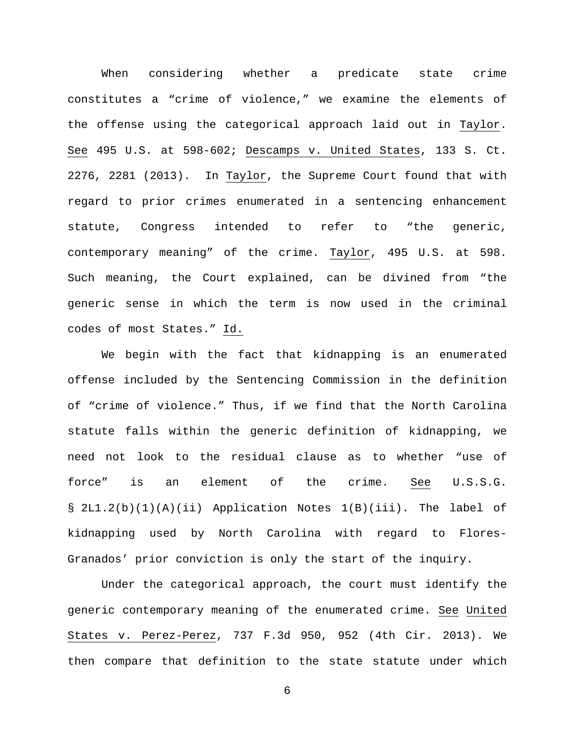When considering whether a predicate state crime constitutes a "crime of violence," we examine the elements of the offense using the categorical approach laid out in Taylor. See 495 U.S. at 598-602; Descamps v. United States, 133 S. Ct. 2276, 2281 (2013). In Taylor, the Supreme Court found that with regard to prior crimes enumerated in a sentencing enhancement statute, Congress intended to refer to "the generic, contemporary meaning" of the crime. Taylor, 495 U.S. at 598. Such meaning, the Court explained, can be divined from "the generic sense in which the term is now used in the criminal codes of most States." Id.

We begin with the fact that kidnapping is an enumerated offense included by the Sentencing Commission in the definition of "crime of violence." Thus, if we find that the North Carolina statute falls within the generic definition of kidnapping, we need not look to the residual clause as to whether "use of force" is an element of the crime. See U.S.S.G. § 2L1.2(b)(1)(A)(ii) Application Notes 1(B)(iii). The label of kidnapping used by North Carolina with regard to Flores-Granados' prior conviction is only the start of the inquiry.

Under the categorical approach, the court must identify the generic contemporary meaning of the enumerated crime. See United States v. Perez-Perez, 737 F.3d 950, 952 (4th Cir. 2013). We then compare that definition to the state statute under which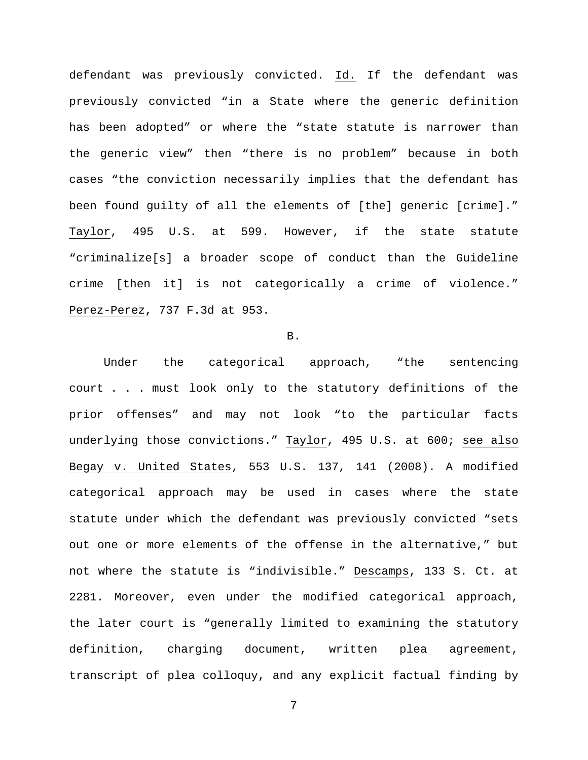defendant was previously convicted. Id. If the defendant was previously convicted "in a State where the generic definition has been adopted" or where the "state statute is narrower than the generic view" then "there is no problem" because in both cases "the conviction necessarily implies that the defendant has been found guilty of all the elements of [the] generic [crime]." Taylor, 495 U.S. at 599. However, if the state statute "criminalize[s] a broader scope of conduct than the Guideline crime [then it] is not categorically a crime of violence." Perez-Perez, 737 F.3d at 953.

B.

Under the categorical approach, "the sentencing court . . . must look only to the statutory definitions of the prior offenses" and may not look "to the particular facts underlying those convictions." Taylor, 495 U.S. at 600; see also Begay v. United States, 553 U.S. 137, 141 (2008). A modified categorical approach may be used in cases where the state statute under which the defendant was previously convicted "sets out one or more elements of the offense in the alternative," but not where the statute is "indivisible." Descamps, 133 S. Ct. at 2281. Moreover, even under the modified categorical approach, the later court is "generally limited to examining the statutory definition, charging document, written plea agreement, transcript of plea colloquy, and any explicit factual finding by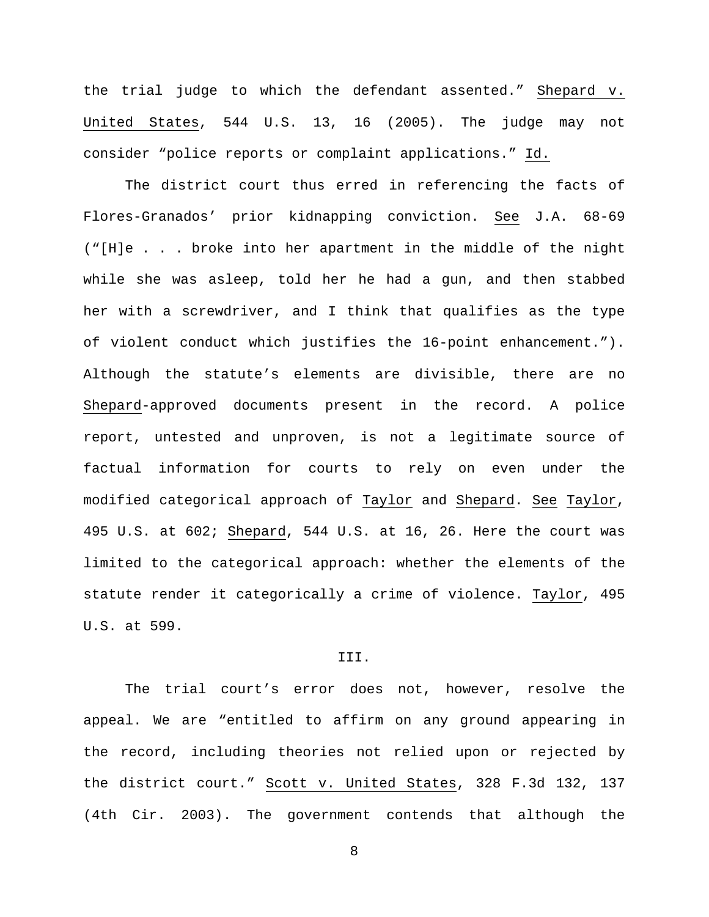the trial judge to which the defendant assented." Shepard v. United States, 544 U.S. 13, 16 (2005). The judge may not consider "police reports or complaint applications." Id.

The district court thus erred in referencing the facts of Flores-Granados' prior kidnapping conviction. See J.A. 68-69 ("[H]e . . . broke into her apartment in the middle of the night while she was asleep, told her he had a gun, and then stabbed her with a screwdriver, and I think that qualifies as the type of violent conduct which justifies the 16-point enhancement."). Although the statute's elements are divisible, there are no Shepard-approved documents present in the record. A police report, untested and unproven, is not a legitimate source of factual information for courts to rely on even under the modified categorical approach of Taylor and Shepard. See Taylor, 495 U.S. at 602; Shepard, 544 U.S. at 16, 26. Here the court was limited to the categorical approach: whether the elements of the statute render it categorically a crime of violence. Taylor, 495 U.S. at 599.

## III.

The trial court's error does not, however, resolve the appeal. We are "entitled to affirm on any ground appearing in the record, including theories not relied upon or rejected by the district court." Scott v. United States, 328 F.3d 132, 137 (4th Cir. 2003). The government contends that although the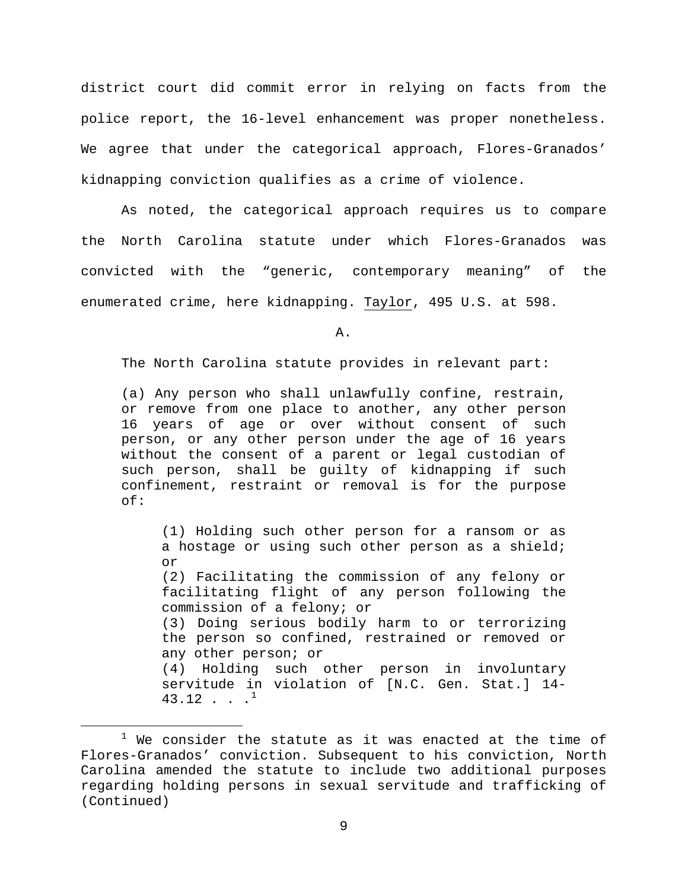district court did commit error in relying on facts from the police report, the 16-level enhancement was proper nonetheless. We agree that under the categorical approach, Flores-Granados' kidnapping conviction qualifies as a crime of violence.

As noted, the categorical approach requires us to compare the North Carolina statute under which Flores-Granados was convicted with the "generic, contemporary meaning" of the enumerated crime, here kidnapping. Taylor, 495 U.S. at 598.

A.

The North Carolina statute provides in relevant part:

> (a) Any person who shall unlawfully confine, restrain, or remove from one place to another, any other person 16 years of age or over without consent of such person, or any other person under the age of 16 years without the consent of a parent or legal custodian of such person, shall be guilty of kidnapping if such confinement, restraint or removal is for the purpose of:
>
> > (1) Holding such other person for a ransom or as a hostage or using such other person as a shield; or
> > (2) Facilitating the commission of any felony or facilitating flight of any person following the commission of a felony; or
> > (3) Doing serious bodily harm to or terrorizing the person so confined, restrained or removed or any other person; or
> > (4) Holding such other person in involuntary servitude in violation of [N.C. Gen. Stat.] 14-43.12 . . .[1]

[1] We consider the statute as it was enacted at the time of Flores-Granados' conviction. Subsequent to his conviction, North Carolina amended the statute to include two additional purposes regarding holding persons in sexual servitude and trafficking of (Continued)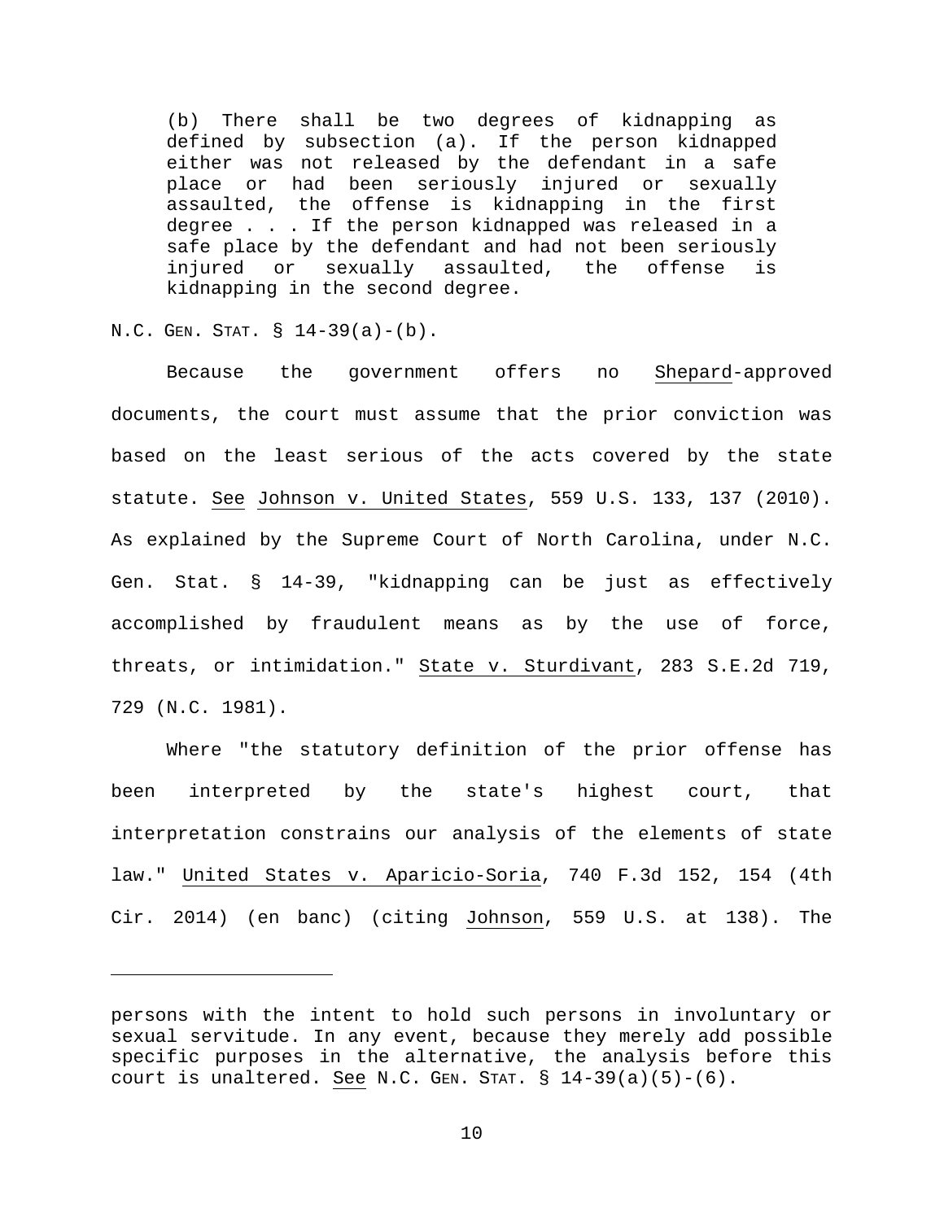> (b) There shall be two degrees of kidnapping as defined by subsection (a). If the person kidnapped either was not released by the defendant in a safe place or had been seriously injured or sexually assaulted, the offense is kidnapping in the first degree . . . If the person kidnapped was released in a safe place by the defendant and had not been seriously injured or sexually assaulted, the offense is kidnapping in the second degree.

N.C. GEN. STAT. § 14-39(a)-(b).

Because the government offers no Shepard-approved documents, the court must assume that the prior conviction was based on the least serious of the acts covered by the state statute. See Johnson v. United States, 559 U.S. 133, 137 (2010). As explained by the Supreme Court of North Carolina, under N.C. Gen. Stat. § 14-39, "kidnapping can be just as effectively accomplished by fraudulent means as by the use of force, threats, or intimidation." State v. Sturdivant, 283 S.E.2d 719, 729 (N.C. 1981).

Where "the statutory definition of the prior offense has been interpreted by the state's highest court, that interpretation constrains our analysis of the elements of state law." United States v. Aparicio-Soria, 740 F.3d 152, 154 (4th Cir. 2014) (en banc) (citing Johnson, 559 U.S. at 138). The

---

persons with the intent to hold such persons in involuntary or sexual servitude. In any event, because they merely add possible specific purposes in the alternative, the analysis before this court is unaltered. See N.C. GEN. STAT. § 14-39(a)(5)-(6).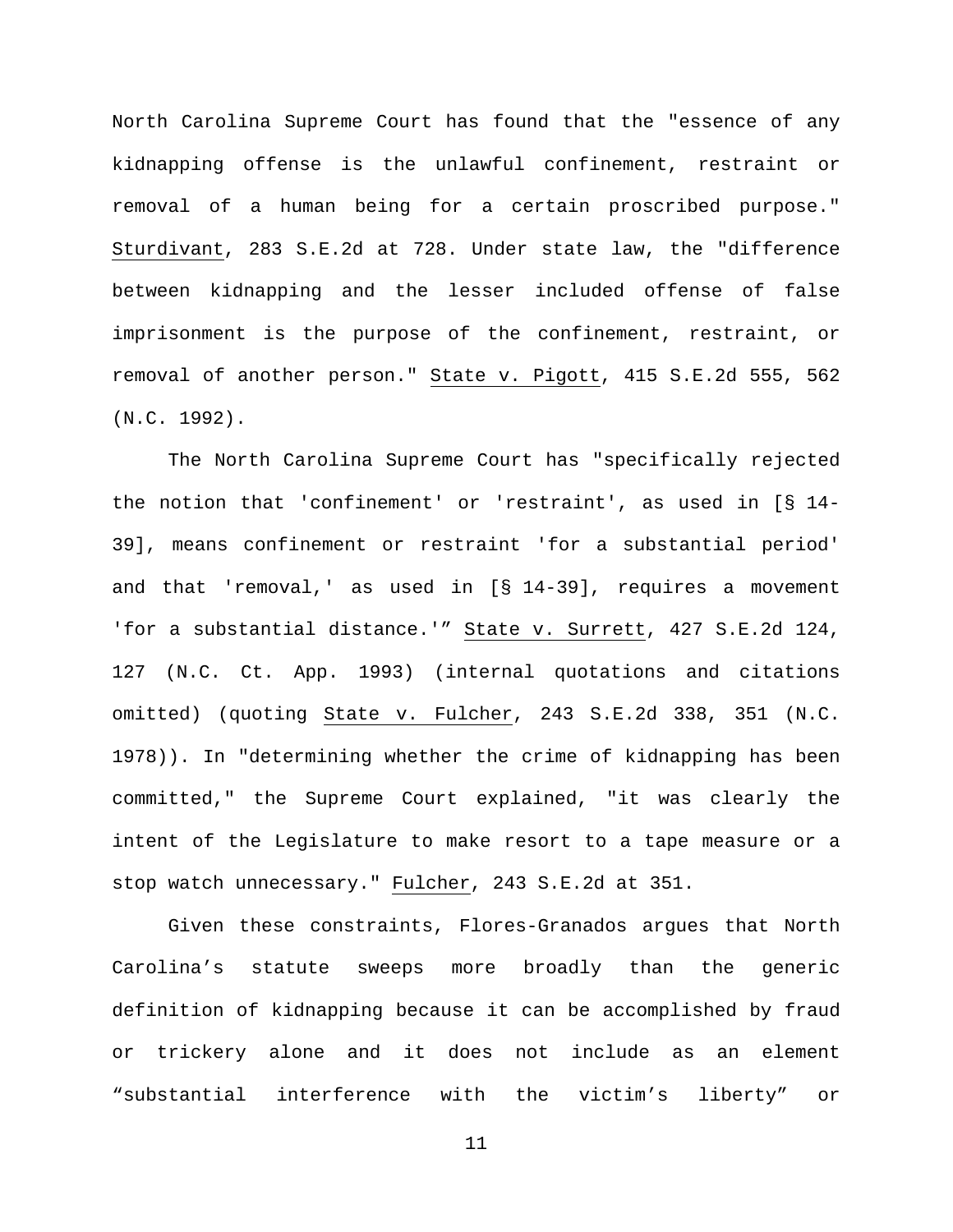North Carolina Supreme Court has found that the "essence of any kidnapping offense is the unlawful confinement, restraint or removal of a human being for a certain proscribed purpose." Sturdivant, 283 S.E.2d at 728. Under state law, the "difference between kidnapping and the lesser included offense of false imprisonment is the purpose of the confinement, restraint, or removal of another person." State v. Pigott, 415 S.E.2d 555, 562 (N.C. 1992).

The North Carolina Supreme Court has "specifically rejected the notion that 'confinement' or 'restraint', as used in [§ 14-39], means confinement or restraint 'for a substantial period' and that 'removal,' as used in [§ 14-39], requires a movement 'for a substantial distance.'" State v. Surrett, 427 S.E.2d 124, 127 (N.C. Ct. App. 1993) (internal quotations and citations omitted) (quoting State v. Fulcher, 243 S.E.2d 338, 351 (N.C. 1978)). In "determining whether the crime of kidnapping has been committed," the Supreme Court explained, "it was clearly the intent of the Legislature to make resort to a tape measure or a stop watch unnecessary." Fulcher, 243 S.E.2d at 351.

Given these constraints, Flores-Granados argues that North Carolina's statute sweeps more broadly than the generic definition of kidnapping because it can be accomplished by fraud or trickery alone and it does not include as an element "substantial interference with the victim's liberty" or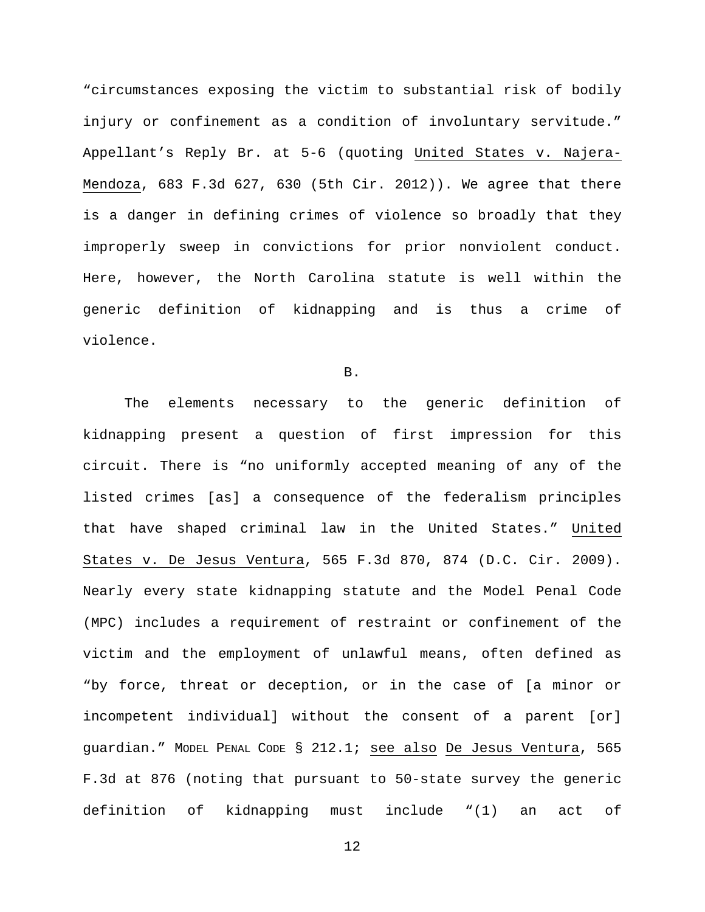"circumstances exposing the victim to substantial risk of bodily injury or confinement as a condition of involuntary servitude." Appellant's Reply Br. at 5-6 (quoting United States v. Najera-Mendoza, 683 F.3d 627, 630 (5th Cir. 2012)). We agree that there is a danger in defining crimes of violence so broadly that they improperly sweep in convictions for prior nonviolent conduct. Here, however, the North Carolina statute is well within the generic definition of kidnapping and is thus a crime of violence.

B.

The elements necessary to the generic definition of kidnapping present a question of first impression for this circuit. There is "no uniformly accepted meaning of any of the listed crimes [as] a consequence of the federalism principles that have shaped criminal law in the United States." United States v. De Jesus Ventura, 565 F.3d 870, 874 (D.C. Cir. 2009). Nearly every state kidnapping statute and the Model Penal Code (MPC) includes a requirement of restraint or confinement of the victim and the employment of unlawful means, often defined as "by force, threat or deception, or in the case of [a minor or incompetent individual] without the consent of a parent [or] guardian." MODEL PENAL CODE § 212.1; see also De Jesus Ventura, 565 F.3d at 876 (noting that pursuant to 50-state survey the generic definition of kidnapping must include "(1) an act of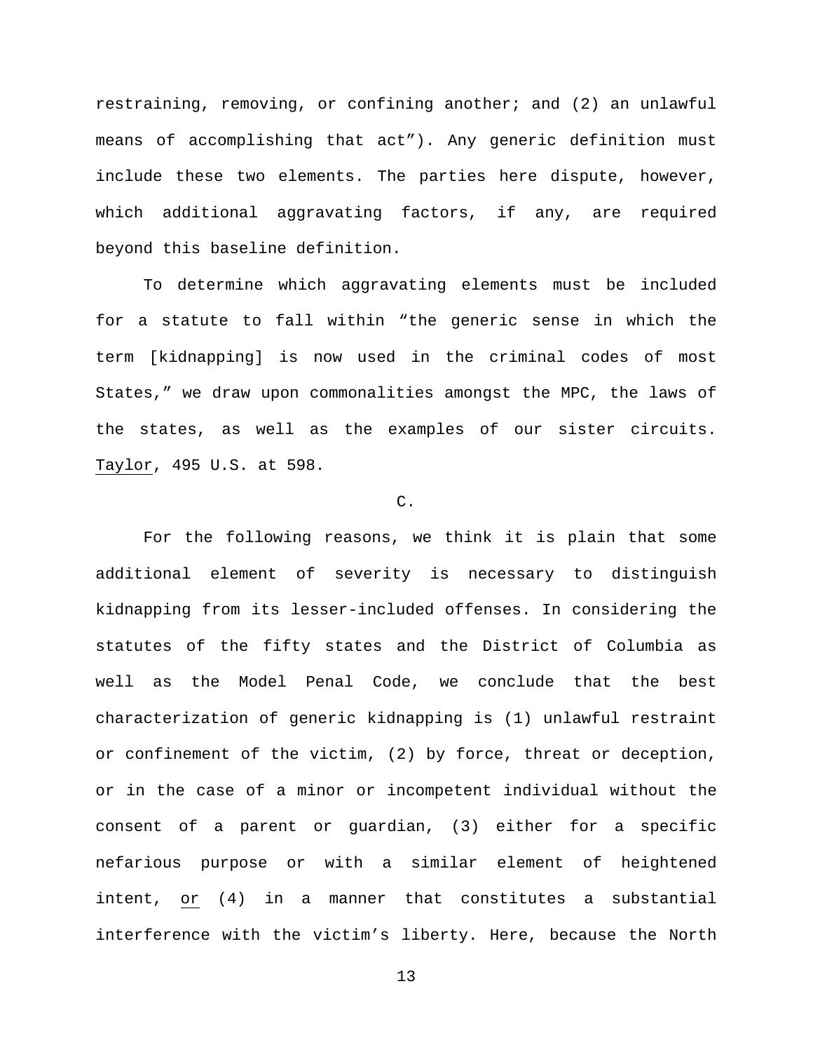restraining, removing, or confining another; and (2) an unlawful means of accomplishing that act"). Any generic definition must include these two elements. The parties here dispute, however, which additional aggravating factors, if any, are required beyond this baseline definition.

To determine which aggravating elements must be included for a statute to fall within "the generic sense in which the term [kidnapping] is now used in the criminal codes of most States," we draw upon commonalities amongst the MPC, the laws of the states, as well as the examples of our sister circuits. Taylor, 495 U.S. at 598.

C.

For the following reasons, we think it is plain that some additional element of severity is necessary to distinguish kidnapping from its lesser-included offenses. In considering the statutes of the fifty states and the District of Columbia as well as the Model Penal Code, we conclude that the best characterization of generic kidnapping is (1) unlawful restraint or confinement of the victim, (2) by force, threat or deception, or in the case of a minor or incompetent individual without the consent of a parent or guardian, (3) either for a specific nefarious purpose or with a similar element of heightened intent, or (4) in a manner that constitutes a substantial interference with the victim's liberty. Here, because the North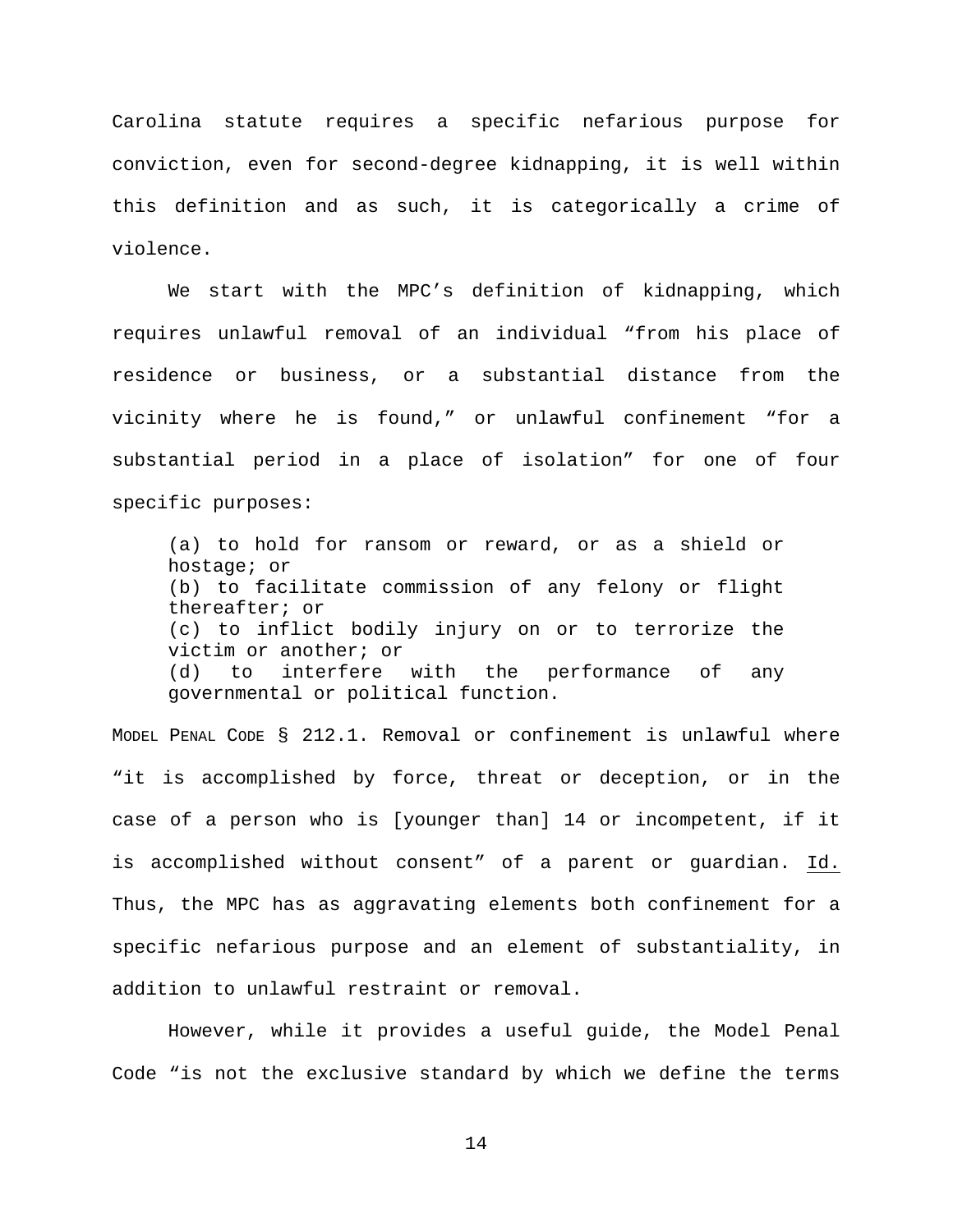Carolina statute requires a specific nefarious purpose for conviction, even for second-degree kidnapping, it is well within this definition and as such, it is categorically a crime of violence.

We start with the MPC's definition of kidnapping, which requires unlawful removal of an individual "from his place of residence or business, or a substantial distance from the vicinity where he is found," or unlawful confinement "for a substantial period in a place of isolation" for one of four specific purposes:

> (a) to hold for ransom or reward, or as a shield or hostage; or
> (b) to facilitate commission of any felony or flight thereafter; or
> (c) to inflict bodily injury on or to terrorize the victim or another; or
> (d) to interfere with the performance of any governmental or political function.

MODEL PENAL CODE § 212.1. Removal or confinement is unlawful where "it is accomplished by force, threat or deception, or in the case of a person who is [younger than] 14 or incompetent, if it is accomplished without consent" of a parent or guardian. Id. Thus, the MPC has as aggravating elements both confinement for a specific nefarious purpose and an element of substantiality, in addition to unlawful restraint or removal.

However, while it provides a useful guide, the Model Penal Code "is not the exclusive standard by which we define the terms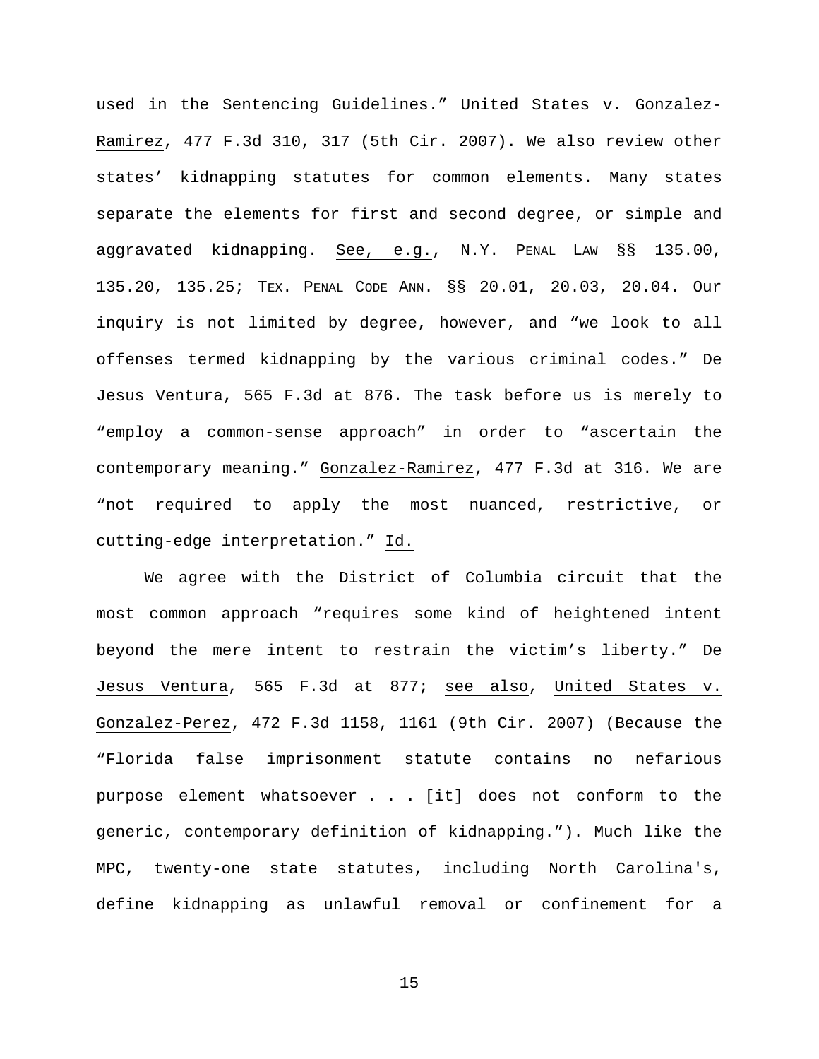used in the Sentencing Guidelines." United States v. Gonzalez-Ramirez, 477 F.3d 310, 317 (5th Cir. 2007). We also review other states' kidnapping statutes for common elements. Many states separate the elements for first and second degree, or simple and aggravated kidnapping. See, e.g., N.Y. PENAL LAW §§ 135.00, 135.20, 135.25; TEX. PENAL CODE ANN. §§ 20.01, 20.03, 20.04. Our inquiry is not limited by degree, however, and "we look to all offenses termed kidnapping by the various criminal codes." De Jesus Ventura, 565 F.3d at 876. The task before us is merely to "employ a common-sense approach" in order to "ascertain the contemporary meaning." Gonzalez-Ramirez, 477 F.3d at 316. We are "not required to apply the most nuanced, restrictive, or cutting-edge interpretation." Id.

We agree with the District of Columbia circuit that the most common approach "requires some kind of heightened intent beyond the mere intent to restrain the victim's liberty." De Jesus Ventura, 565 F.3d at 877; see also, United States v. Gonzalez-Perez, 472 F.3d 1158, 1161 (9th Cir. 2007) (Because the "Florida false imprisonment statute contains no nefarious purpose element whatsoever . . . [it] does not conform to the generic, contemporary definition of kidnapping."). Much like the MPC, twenty-one state statutes, including North Carolina's, define kidnapping as unlawful removal or confinement for a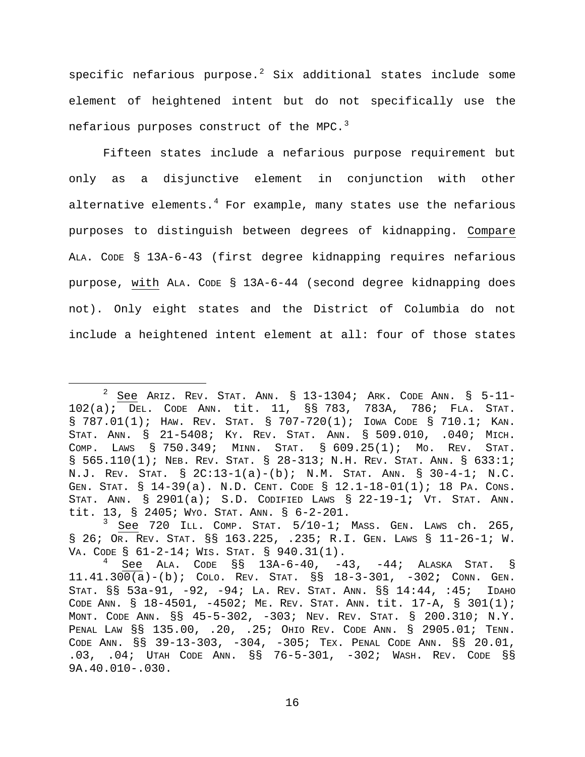specific nefarious purpose.[2] Six additional states include some element of heightened intent but do not specifically use the nefarious purposes construct of the MPC.[3]

Fifteen states include a nefarious purpose requirement but only as a disjunctive element in conjunction with other alternative elements.[4] For example, many states use the nefarious purposes to distinguish between degrees of kidnapping. Compare ALA. CODE § 13A-6-43 (first degree kidnapping requires nefarious purpose, with ALA. CODE § 13A-6-44 (second degree kidnapping does not). Only eight states and the District of Columbia do not include a heightened intent element at all: four of those states

---

[2] See ARIZ. REV. STAT. ANN. § 13-1304; ARK. CODE ANN. § 5-11-102(a); DEL. CODE ANN. tit. 11, §§ 783, 783A, 786; FLA. STAT. § 787.01(1); HAW. REV. STAT. § 707-720(1); IOWA CODE § 710.1; KAN. STAT. ANN. § 21-5408; KY. REV. STAT. ANN. § 509.010, .040; MICH. COMP. LAWS § 750.349; MINN. STAT. § 609.25(1); MO. REV. STAT. § 565.110(1); NEB. REV. STAT. § 28-313; N.H. REV. STAT. ANN. § 633:1; N.J. REV. STAT. § 2C:13-1(a)-(b); N.M. STAT. ANN. § 30-4-1; N.C. GEN. STAT. § 14-39(a). N.D. CENT. CODE § 12.1-18-01(1); 18 PA. CONS. STAT. ANN. § 2901(a); S.D. CODIFIED LAWS § 22-19-1; VT. STAT. ANN. tit. 13, § 2405; WYO. STAT. ANN. § 6-2-201.

[3] See 720 ILL. COMP. STAT. 5/10-1; MASS. GEN. LAWS ch. 265, § 26; OR. REV. STAT. §§ 163.225, .235; R.I. GEN. LAWS § 11-26-1; W. VA. CODE § 61-2-14; WIS. STAT. § 940.31(1).

[4] See ALA. CODE §§ 13A-6-40, -43, -44; ALASKA STAT. § 11.41.300(a)-(b); COLO. REV. STAT. §§ 18-3-301, -302; CONN. GEN. STAT. §§ 53a-91, -92, -94; LA. REV. STAT. ANN. §§ 14:44, :45; IDAHO CODE ANN. § 18-4501, -4502; ME. REV. STAT. ANN. tit. 17-A, § 301(1); MONT. CODE ANN. §§ 45-5-302, -303; NEV. REV. STAT. § 200.310; N.Y. PENAL LAW §§ 135.00, .20, .25; OHIO REV. CODE ANN. § 2905.01; TENN. CODE ANN. §§ 39-13-303, -304, -305; TEX. PENAL CODE ANN. §§ 20.01, .03, .04; UTAH CODE ANN. §§ 76-5-301, -302; WASH. REV. CODE §§ 9A.40.010-.030.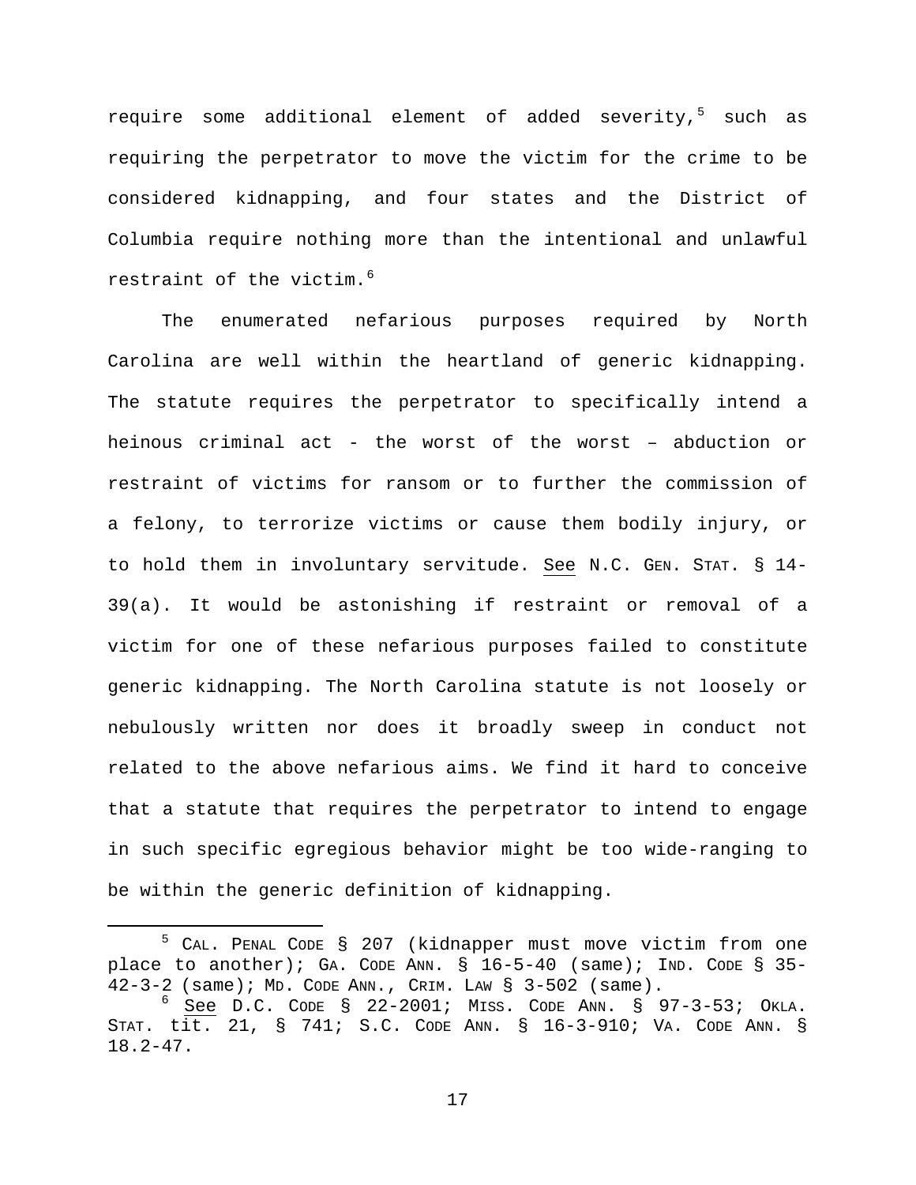require some additional element of added severity,[5] such as requiring the perpetrator to move the victim for the crime to be considered kidnapping, and four states and the District of Columbia require nothing more than the intentional and unlawful restraint of the victim.[6]

The enumerated nefarious purposes required by North Carolina are well within the heartland of generic kidnapping. The statute requires the perpetrator to specifically intend a heinous criminal act - the worst of the worst – abduction or restraint of victims for ransom or to further the commission of a felony, to terrorize victims or cause them bodily injury, or to hold them in involuntary servitude. See N.C. GEN. STAT. § 14-39(a). It would be astonishing if restraint or removal of a victim for one of these nefarious purposes failed to constitute generic kidnapping. The North Carolina statute is not loosely or nebulously written nor does it broadly sweep in conduct not related to the above nefarious aims. We find it hard to conceive that a statute that requires the perpetrator to intend to engage in such specific egregious behavior might be too wide-ranging to be within the generic definition of kidnapping.

---

[5] CAL. PENAL CODE § 207 (kidnapper must move victim from one place to another); GA. CODE ANN. § 16-5-40 (same); IND. CODE § 35-42-3-2 (same); MD. CODE ANN., CRIM. LAW § 3-502 (same).

[6] See D.C. CODE § 22-2001; MISS. CODE ANN. § 97-3-53; OKLA. STAT. tit. 21, § 741; S.C. CODE ANN. § 16-3-910; VA. CODE ANN. § 18.2-47.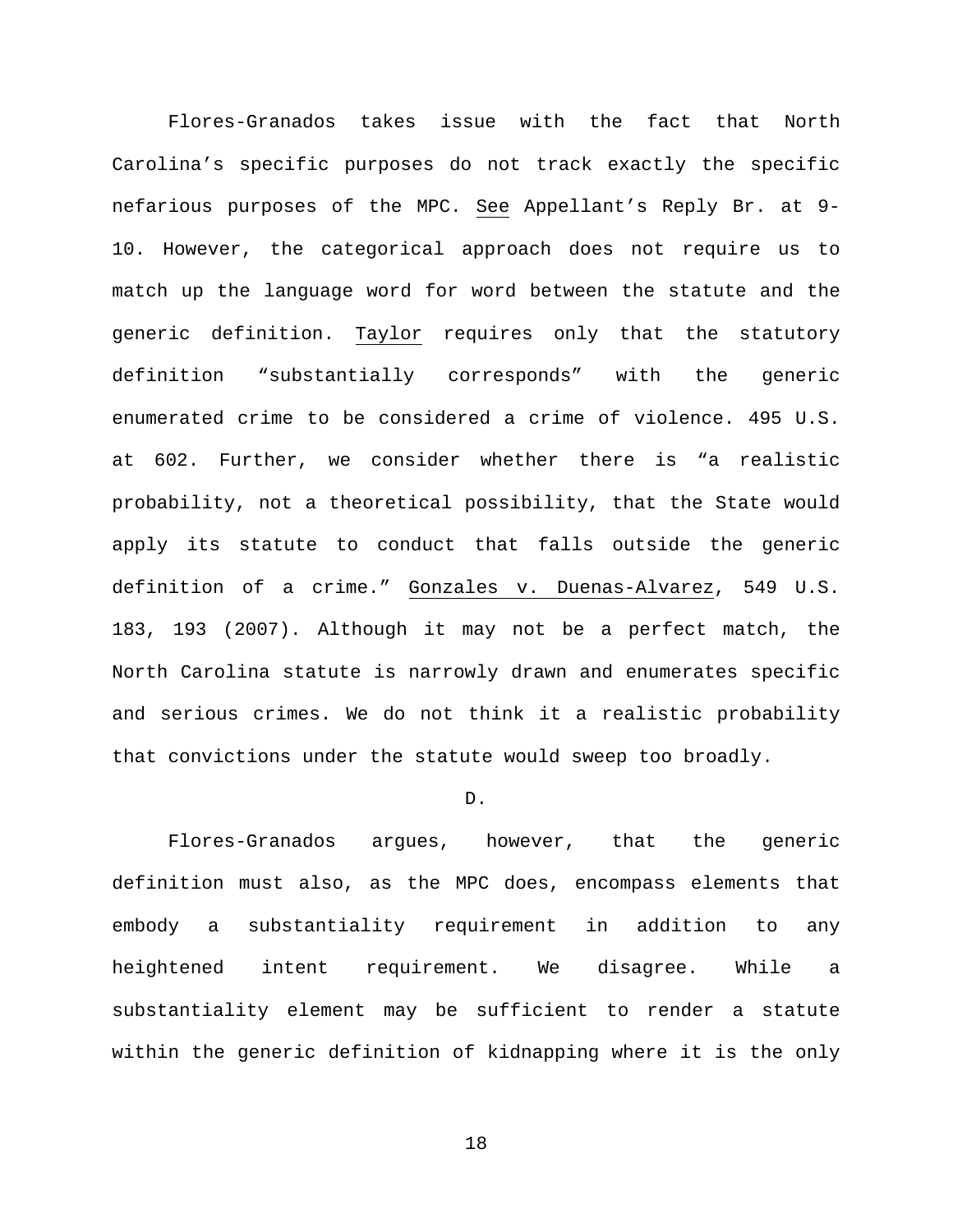Flores-Granados takes issue with the fact that North Carolina's specific purposes do not track exactly the specific nefarious purposes of the MPC. See Appellant's Reply Br. at 9-10. However, the categorical approach does not require us to match up the language word for word between the statute and the generic definition. Taylor requires only that the statutory definition "substantially corresponds" with the generic enumerated crime to be considered a crime of violence. 495 U.S. at 602. Further, we consider whether there is "a realistic probability, not a theoretical possibility, that the State would apply its statute to conduct that falls outside the generic definition of a crime." Gonzales v. Duenas-Alvarez, 549 U.S. 183, 193 (2007). Although it may not be a perfect match, the North Carolina statute is narrowly drawn and enumerates specific and serious crimes. We do not think it a realistic probability that convictions under the statute would sweep too broadly.

D.

Flores-Granados argues, however, that the generic definition must also, as the MPC does, encompass elements that embody a substantiality requirement in addition to any heightened intent requirement. We disagree. While a substantiality element may be sufficient to render a statute within the generic definition of kidnapping where it is the only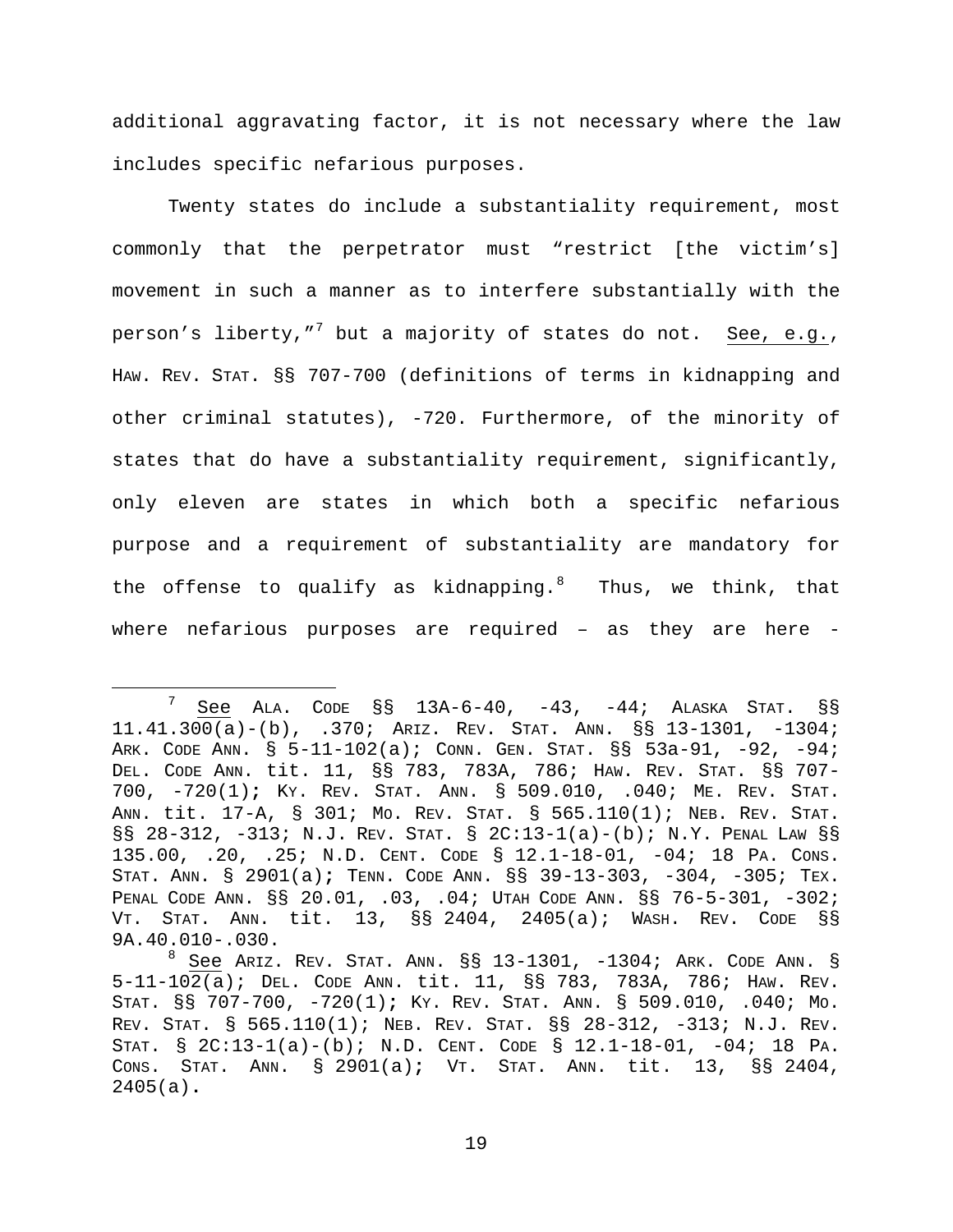additional aggravating factor, it is not necessary where the law includes specific nefarious purposes.

Twenty states do include a substantiality requirement, most commonly that the perpetrator must "restrict [the victim's] movement in such a manner as to interfere substantially with the person's liberty,"[7] but a majority of states do not. See, e.g., HAW. REV. STAT. §§ 707-700 (definitions of terms in kidnapping and other criminal statutes), -720. Furthermore, of the minority of states that do have a substantiality requirement, significantly, only eleven are states in which both a specific nefarious purpose and a requirement of substantiality are mandatory for the offense to qualify as kidnapping.[8] Thus, we think, that where nefarious purposes are required – as they are here -

---

[7] See ALA. CODE §§ 13A-6-40, -43, -44; ALASKA STAT. §§ 11.41.300(a)-(b), .370; ARIZ. REV. STAT. ANN. §§ 13-1301, -1304; ARK. CODE ANN. § 5-11-102(a); CONN. GEN. STAT. §§ 53a-91, -92, -94; DEL. CODE ANN. tit. 11, §§ 783, 783A, 786; HAW. REV. STAT. §§ 707-700, -720(1); KY. REV. STAT. ANN. § 509.010, .040; ME. REV. STAT. ANN. tit. 17-A, § 301; MO. REV. STAT. § 565.110(1); NEB. REV. STAT. §§ 28-312, -313; N.J. REV. STAT. § 2C:13-1(a)-(b); N.Y. PENAL LAW §§ 135.00, .20, .25; N.D. CENT. CODE § 12.1-18-01, -04; 18 PA. CONS. STAT. ANN. § 2901(a); TENN. CODE ANN. §§ 39-13-303, -304, -305; TEX. PENAL CODE ANN. §§ 20.01, .03, .04; UTAH CODE ANN. §§ 76-5-301, -302; VT. STAT. ANN. tit. 13, §§ 2404, 2405(a); WASH. REV. CODE §§ 9A.40.010-.030.

[8] See ARIZ. REV. STAT. ANN. §§ 13-1301, -1304; ARK. CODE ANN. § 5-11-102(a); DEL. CODE ANN. tit. 11, §§ 783, 783A, 786; HAW. REV. STAT. §§ 707-700, -720(1); KY. REV. STAT. ANN. § 509.010, .040; MO. REV. STAT. § 565.110(1); NEB. REV. STAT. §§ 28-312, -313; N.J. REV. STAT. § 2C:13-1(a)-(b); N.D. CENT. CODE § 12.1-18-01, -04; 18 PA. CONS. STAT. ANN. § 2901(a); VT. STAT. ANN. tit. 13, §§ 2404, 2405(a).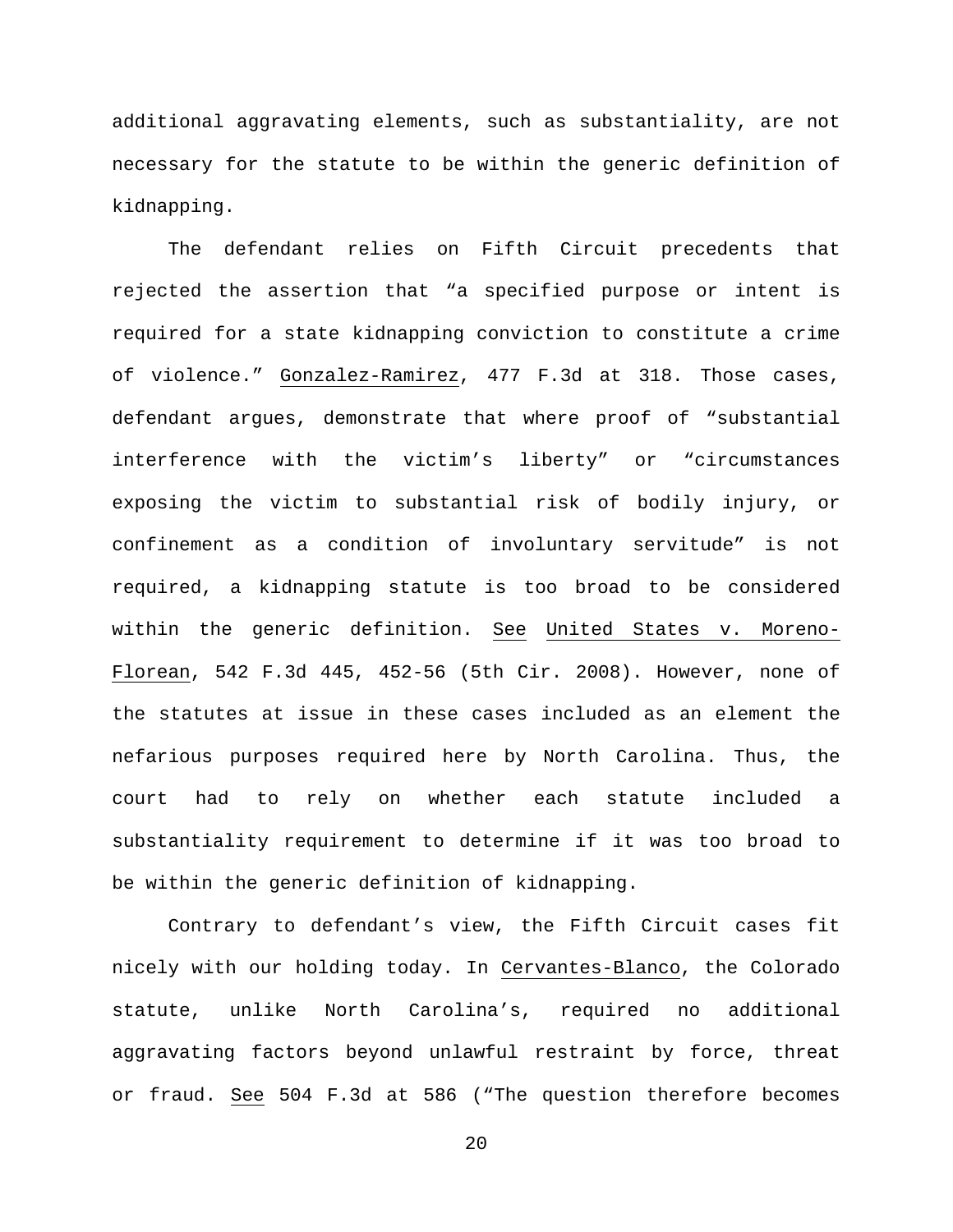additional aggravating elements, such as substantiality, are not necessary for the statute to be within the generic definition of kidnapping.

The defendant relies on Fifth Circuit precedents that rejected the assertion that "a specified purpose or intent is required for a state kidnapping conviction to constitute a crime of violence." Gonzalez-Ramirez, 477 F.3d at 318. Those cases, defendant argues, demonstrate that where proof of "substantial interference with the victim's liberty" or "circumstances exposing the victim to substantial risk of bodily injury, or confinement as a condition of involuntary servitude" is not required, a kidnapping statute is too broad to be considered within the generic definition. See United States v. Moreno-Florean, 542 F.3d 445, 452-56 (5th Cir. 2008). However, none of the statutes at issue in these cases included as an element the nefarious purposes required here by North Carolina. Thus, the court had to rely on whether each statute included a substantiality requirement to determine if it was too broad to be within the generic definition of kidnapping.

Contrary to defendant's view, the Fifth Circuit cases fit nicely with our holding today. In Cervantes-Blanco, the Colorado statute, unlike North Carolina's, required no additional aggravating factors beyond unlawful restraint by force, threat or fraud. See 504 F.3d at 586 ("The question therefore becomes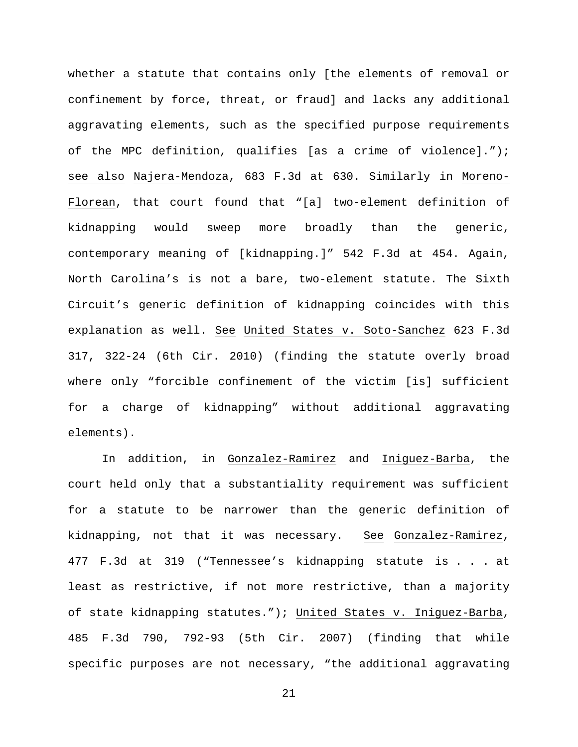whether a statute that contains only [the elements of removal or confinement by force, threat, or fraud] and lacks any additional aggravating elements, such as the specified purpose requirements of the MPC definition, qualifies [as a crime of violence]."); see also Najera-Mendoza, 683 F.3d at 630. Similarly in Moreno-Florean, that court found that "[a] two-element definition of kidnapping would sweep more broadly than the generic, contemporary meaning of [kidnapping.]" 542 F.3d at 454. Again, North Carolina's is not a bare, two-element statute. The Sixth Circuit's generic definition of kidnapping coincides with this explanation as well. See United States v. Soto-Sanchez 623 F.3d 317, 322-24 (6th Cir. 2010) (finding the statute overly broad where only "forcible confinement of the victim [is] sufficient for a charge of kidnapping" without additional aggravating elements).

In addition, in Gonzalez-Ramirez and Iniguez-Barba, the court held only that a substantiality requirement was sufficient for a statute to be narrower than the generic definition of kidnapping, not that it was necessary. See Gonzalez-Ramirez, 477 F.3d at 319 ("Tennessee's kidnapping statute is . . . at least as restrictive, if not more restrictive, than a majority of state kidnapping statutes."); United States v. Iniguez-Barba, 485 F.3d 790, 792-93 (5th Cir. 2007) (finding that while specific purposes are not necessary, "the additional aggravating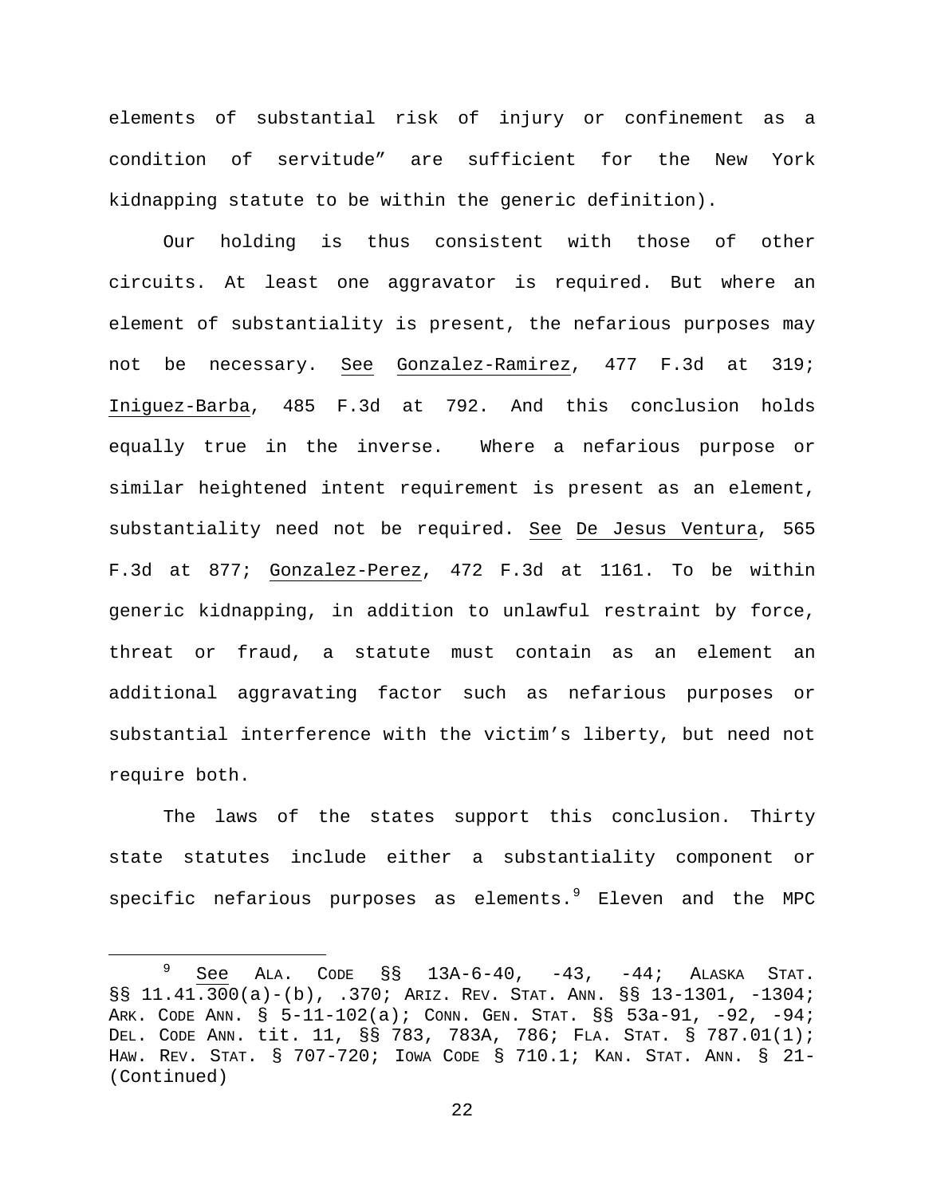elements of substantial risk of injury or confinement as a condition of servitude" are sufficient for the New York kidnapping statute to be within the generic definition).

Our holding is thus consistent with those of other circuits. At least one aggravator is required. But where an element of substantiality is present, the nefarious purposes may not be necessary. See Gonzalez-Ramirez, 477 F.3d at 319; Iniguez-Barba, 485 F.3d at 792. And this conclusion holds equally true in the inverse. Where a nefarious purpose or similar heightened intent requirement is present as an element, substantiality need not be required. See De Jesus Ventura, 565 F.3d at 877; Gonzalez-Perez, 472 F.3d at 1161. To be within generic kidnapping, in addition to unlawful restraint by force, threat or fraud, a statute must contain as an element an additional aggravating factor such as nefarious purposes or substantial interference with the victim's liberty, but need not require both.

The laws of the states support this conclusion. Thirty state statutes include either a substantiality component or specific nefarious purposes as elements.[9] Eleven and the MPC

---

[9] See ALA. CODE §§ 13A-6-40, -43, -44; ALASKA STAT. §§ 11.41.300(a)-(b), .370; ARIZ. REV. STAT. ANN. §§ 13-1301, -1304; ARK. CODE ANN. § 5-11-102(a); CONN. GEN. STAT. §§ 53a-91, -92, -94; DEL. CODE ANN. tit. 11, §§ 783, 783A, 786; FLA. STAT. § 787.01(1); HAW. REV. STAT. § 707-720; IOWA CODE § 710.1; KAN. STAT. ANN. § 21-
(Continued)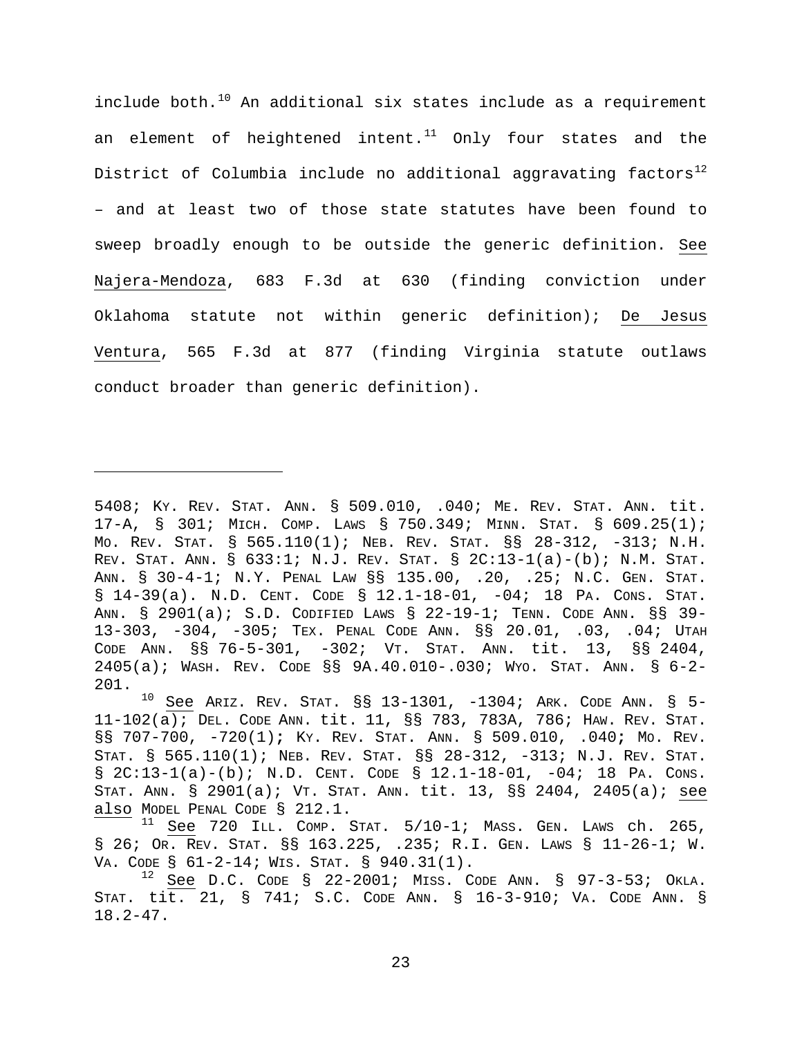include both.[10] An additional six states include as a requirement an element of heightened intent.[11] Only four states and the District of Columbia include no additional aggravating factors[12] – and at least two of those state statutes have been found to sweep broadly enough to be outside the generic definition. See Najera-Mendoza, 683 F.3d at 630 (finding conviction under Oklahoma statute not within generic definition); De Jesus Ventura, 565 F.3d at 877 (finding Virginia statute outlaws conduct broader than generic definition).

---

5408; KY. REV. STAT. ANN. § 509.010, .040; ME. REV. STAT. ANN. tit. 17-A, § 301; MICH. COMP. LAWS § 750.349; MINN. STAT. § 609.25(1); MO. REV. STAT. § 565.110(1); NEB. REV. STAT. §§ 28-312, -313; N.H. REV. STAT. ANN. § 633:1; N.J. REV. STAT. § 2C:13-1(a)-(b); N.M. STAT. ANN. § 30-4-1; N.Y. PENAL LAW §§ 135.00, .20, .25; N.C. GEN. STAT. § 14-39(a). N.D. CENT. CODE § 12.1-18-01, -04; 18 PA. CONS. STAT. ANN. § 2901(a); S.D. CODIFIED LAWS § 22-19-1; TENN. CODE ANN. §§ 39-13-303, -304, -305; TEX. PENAL CODE ANN. §§ 20.01, .03, .04; UTAH CODE ANN. §§ 76-5-301, -302; VT. STAT. ANN. tit. 13, §§ 2404, 2405(a); WASH. REV. CODE §§ 9A.40.010-.030; WYO. STAT. ANN. § 6-2-201.

[10] See ARIZ. REV. STAT. §§ 13-1301, -1304; ARK. CODE ANN. § 5-11-102(a); DEL. CODE ANN. tit. 11, §§ 783, 783A, 786; HAW. REV. STAT. §§ 707-700, -720(1); KY. REV. STAT. ANN. § 509.010, .040; MO. REV. STAT. § 565.110(1); NEB. REV. STAT. §§ 28-312, -313; N.J. REV. STAT. § 2C:13-1(a)-(b); N.D. CENT. CODE § 12.1-18-01, -04; 18 PA. CONS. STAT. ANN. § 2901(a); VT. STAT. ANN. tit. 13, §§ 2404, 2405(a); see also MODEL PENAL CODE § 212.1.

[11] See 720 ILL. COMP. STAT. 5/10-1; MASS. GEN. LAWS ch. 265, § 26; OR. REV. STAT. §§ 163.225, .235; R.I. GEN. LAWS § 11-26-1; W. VA. CODE § 61-2-14; WIS. STAT. § 940.31(1).

[12] See D.C. CODE § 22-2001; MISS. CODE ANN. § 97-3-53; OKLA. STAT. tit. 21, § 741; S.C. CODE ANN. § 16-3-910; VA. CODE ANN. § 18.2-47.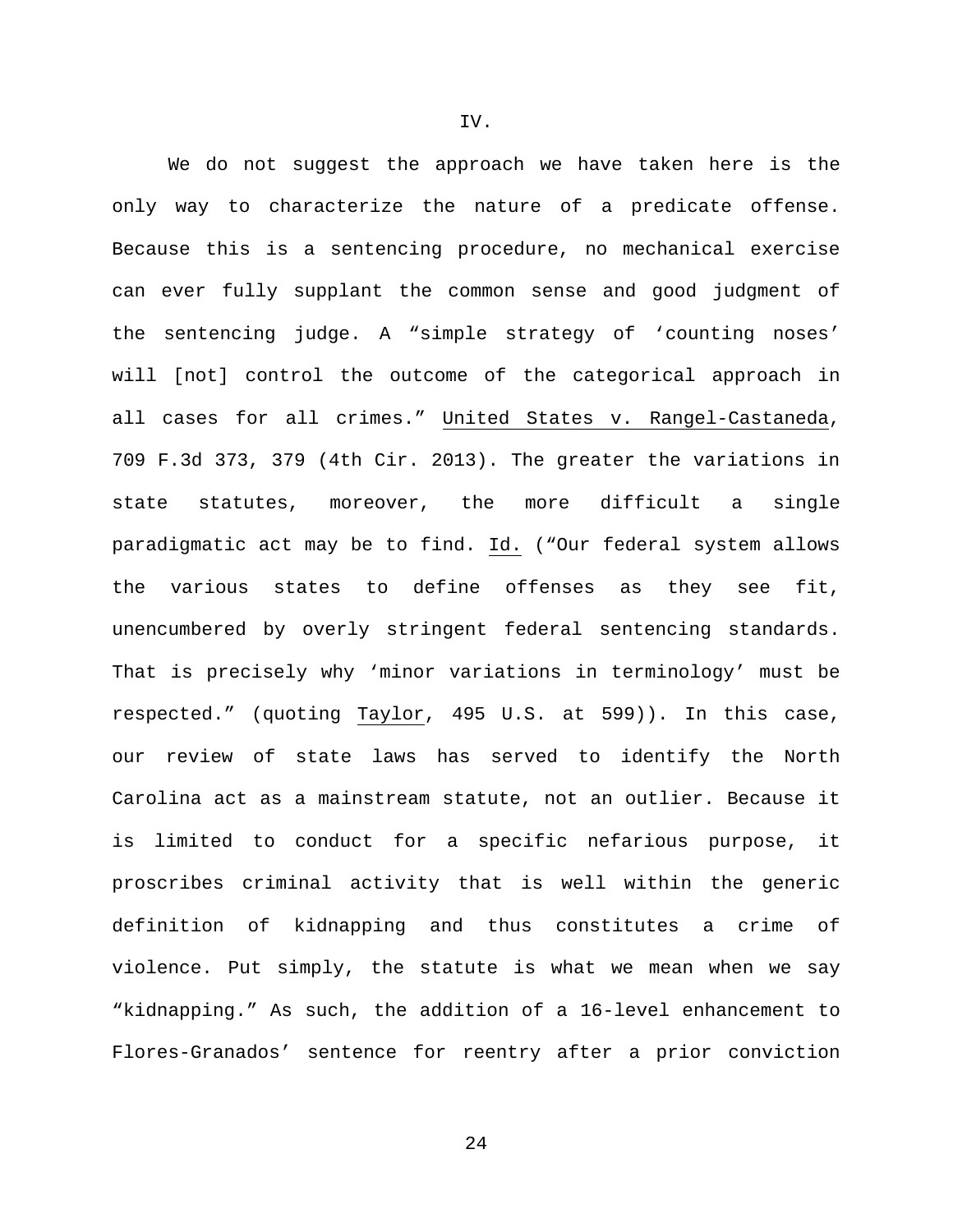## IV.

We do not suggest the approach we have taken here is the only way to characterize the nature of a predicate offense. Because this is a sentencing procedure, no mechanical exercise can ever fully supplant the common sense and good judgment of the sentencing judge. A "simple strategy of 'counting noses' will [not] control the outcome of the categorical approach in all cases for all crimes." United States v. Rangel-Castaneda, 709 F.3d 373, 379 (4th Cir. 2013). The greater the variations in state statutes, moreover, the more difficult a single paradigmatic act may be to find. Id. ("Our federal system allows the various states to define offenses as they see fit, unencumbered by overly stringent federal sentencing standards. That is precisely why 'minor variations in terminology' must be respected." (quoting Taylor, 495 U.S. at 599)). In this case, our review of state laws has served to identify the North Carolina act as a mainstream statute, not an outlier. Because it is limited to conduct for a specific nefarious purpose, it proscribes criminal activity that is well within the generic definition of kidnapping and thus constitutes a crime of violence. Put simply, the statute is what we mean when we say "kidnapping." As such, the addition of a 16-level enhancement to Flores-Granados' sentence for reentry after a prior conviction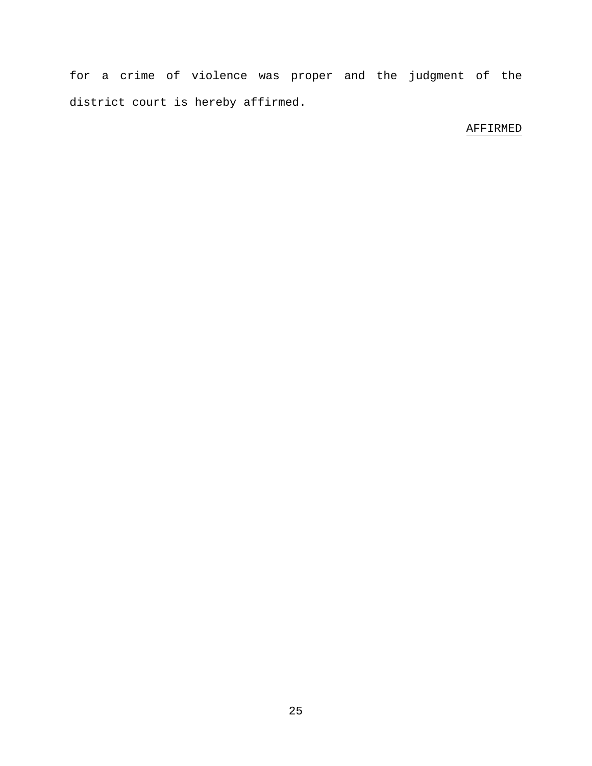for a crime of violence was proper and the judgment of the district court is hereby affirmed.

<u>AFFIRMED</u>